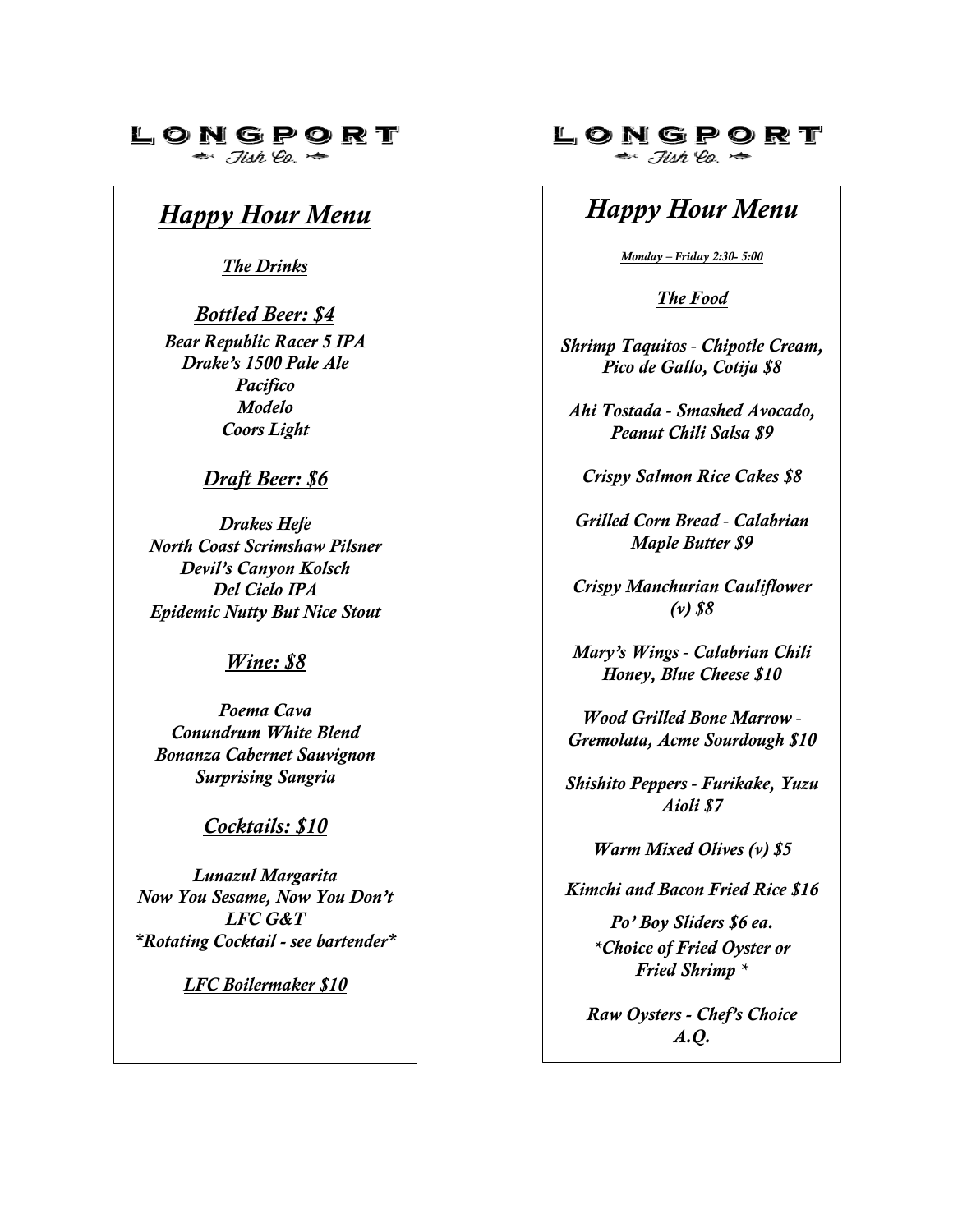# LONGPORT

Fish Co.

## *Happy Hour Menu*

### *The Drinks*

### *Bottled Beer: $4*

*Bear Republic Racer 5 IPA*
*Drake's 1500 Pale Ale*
*Pacifico*
*Modelo*
*Coors Light*

### *Draft Beer: $6*

*Drakes Hefe*
*North Coast Scrimshaw Pilsner*
*Devil's Canyon Kolsch*
*Del Cielo IPA*
*Epidemic Nutty But Nice Stout*

### *Wine: $8*

*Poema Cava*
*Conundrum White Blend*
*Bonanza Cabernet Sauvignon*
*Surprising Sangria*

### *Cocktails: $10*

*Lunazul Margarita*
*Now You Sesame, Now You Don't*
*LFC G&T*
**Rotating Cocktail - see bartender**

*LFC Boilermaker $10*

# LONGPORT

Fish Co.

## *Happy Hour Menu*

*Monday – Friday 2:30- 5:00*

### *The Food*

*Shrimp Taquitos - Chipotle Cream, Pico de Gallo, Cotija $8*

*Ahi Tostada - Smashed Avocado, Peanut Chili Salsa $9*

*Crispy Salmon Rice Cakes $8*

*Grilled Corn Bread - Calabrian Maple Butter $9*

*Crispy Manchurian Cauliflower (v) $8*

*Mary's Wings - Calabrian Chili Honey, Blue Cheese $10*

*Wood Grilled Bone Marrow - Gremolata, Acme Sourdough $10*

*Shishito Peppers - Furikake, Yuzu Aioli $7*

*Warm Mixed Olives (v) $5*

*Kimchi and Bacon Fried Rice $16*

*Po' Boy Sliders $6 ea.*
**Choice of Fried Oyster or Fried Shrimp **

*Raw Oysters - Chef's Choice A.Q.*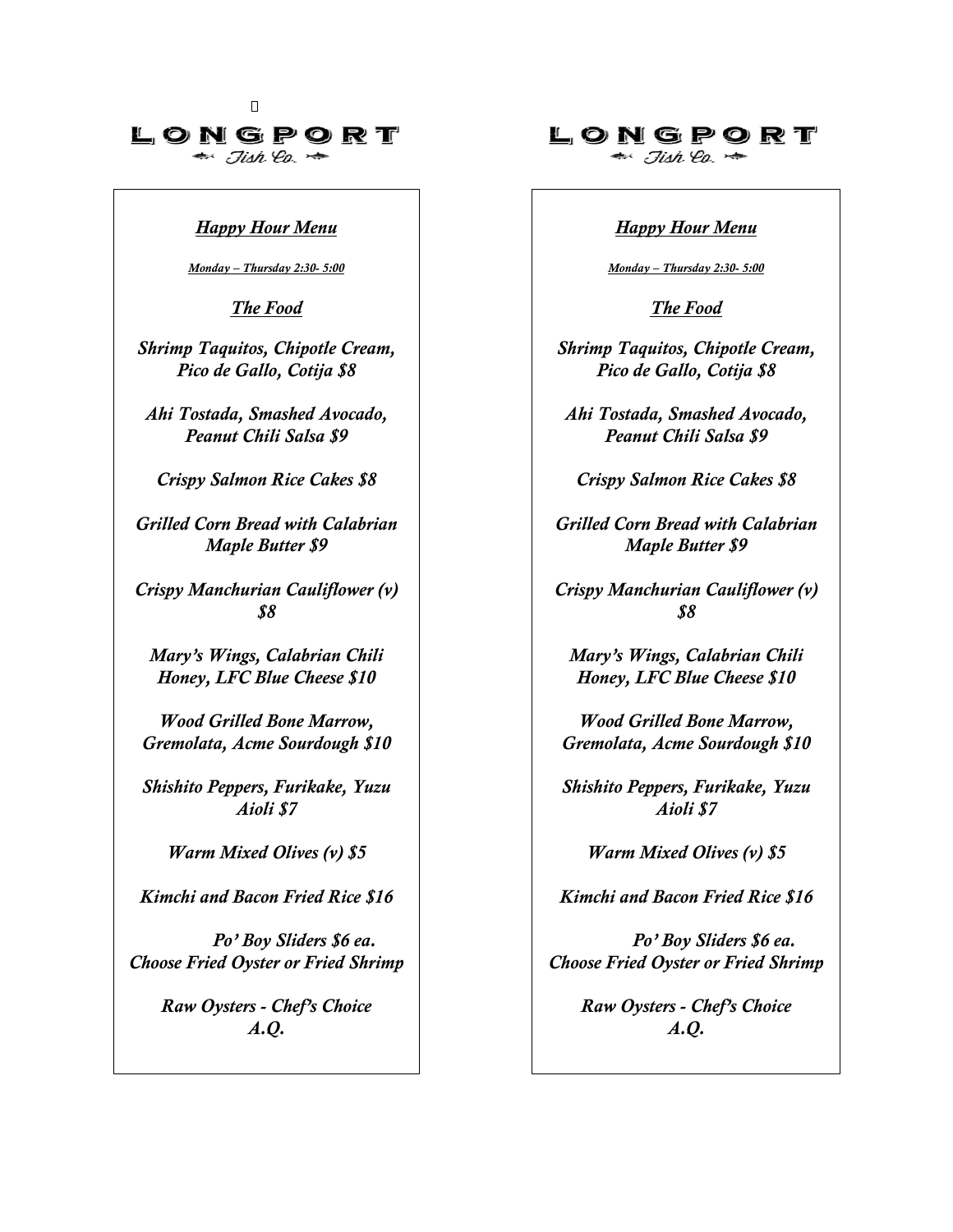# LONGPORT

Fish Co.

## *Happy Hour Menu*

***Monday – Thursday 2:30- 5:00***

### *The Food*

***Shrimp Taquitos, Chipotle Cream, Pico de Gallo, Cotija $8***

***Ahi Tostada, Smashed Avocado, Peanut Chili Salsa $9***

***Crispy Salmon Rice Cakes $8***

***Grilled Corn Bread with Calabrian Maple Butter $9***

***Crispy Manchurian Cauliflower (v) $8***

***Mary's Wings, Calabrian Chili Honey, LFC Blue Cheese $10***

***Wood Grilled Bone Marrow, Gremolata, Acme Sourdough $10***

***Shishito Peppers, Furikake, Yuzu Aioli $7***

***Warm Mixed Olives (v) $5***

***Kimchi and Bacon Fried Rice $16***

***Po' Boy Sliders $6 ea.***
***Choose Fried Oyster or Fried Shrimp***

***Raw Oysters - Chef's Choice A.Q.***

# LONGPORT

Fish Co.

## *Happy Hour Menu*

***Monday – Thursday 2:30- 5:00***

### *The Food*

***Shrimp Taquitos, Chipotle Cream, Pico de Gallo, Cotija $8***

***Ahi Tostada, Smashed Avocado, Peanut Chili Salsa $9***

***Crispy Salmon Rice Cakes $8***

***Grilled Corn Bread with Calabrian Maple Butter $9***

***Crispy Manchurian Cauliflower (v) $8***

***Mary's Wings, Calabrian Chili Honey, LFC Blue Cheese $10***

***Wood Grilled Bone Marrow, Gremolata, Acme Sourdough $10***

***Shishito Peppers, Furikake, Yuzu Aioli $7***

***Warm Mixed Olives (v) $5***

***Kimchi and Bacon Fried Rice $16***

***Po' Boy Sliders $6 ea.***
***Choose Fried Oyster or Fried Shrimp***

***Raw Oysters - Chef's Choice A.Q.***